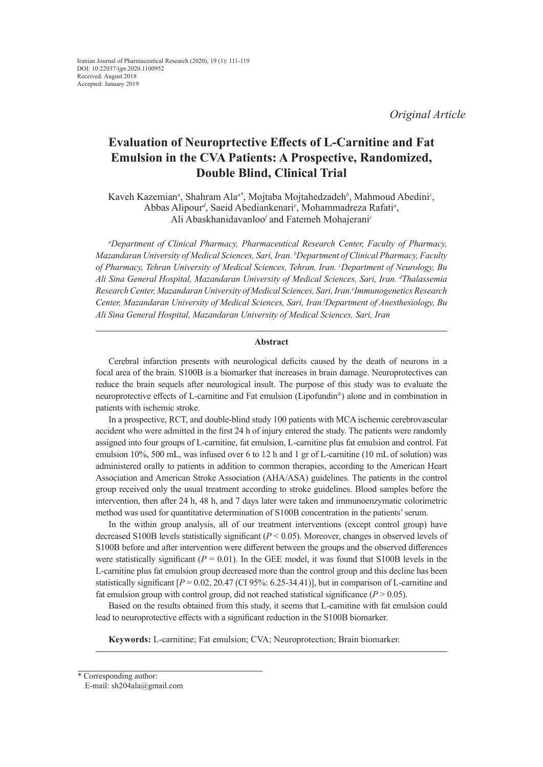Iranian Journal of Pharmaceutical Research (2020), 19 (1): 111-119
DOI: 10.22037/ijpr.2020.1100952
Received: August 2018
Accepted: January 2019

*Original Article*

# Evaluation of Neuroprtective Effects of L-Carnitine and Fat Emulsion in the CVA Patients: A Prospective, Randomized, Double Blind, Clinical Trial

Kaveh Kazemian[a], Shahram Ala[a*], Mojtaba Mojtahedzadeh[b], Mahmoud Abedini[c], Abbas Alipour[d], Saeid Abediankenari[e], Mohammadreza Rafati[a], Ali Abaskhanidavanloo[f] and Fatemeh Mohajerani[c]

*[a]Department of Clinical Pharmacy, Pharmaceutical Research Center, Faculty of Pharmacy, Mazandaran University of Medical Sciences, Sari, Iran. [b]Department of Clinical Pharmacy, Faculty of Pharmacy, Tehran University of Medical Sciences, Tehran, Iran. [c]Department of Neurology, Bu Ali Sina General Hospital, Mazandaran University of Medical Sciences, Sari, Iran. [d]Thalassemia Research Center, Mazandaran University of Medical Sciences, Sari, Iran. [e]Immunogenetics Research Center, Mazandaran University of Medical Sciences, Sari, Iran. [f]Department of Anesthesiology, Bu Ali Sina General Hospital, Mazandaran University of Medical Sciences, Sari, Iran*

## Abstract

Cerebral infarction presents with neurological deficits caused by the death of neurons in a focal area of the brain. S100B is a biomarker that increases in brain damage. Neuroprotectives can reduce the brain sequels after neurological insult. The purpose of this study was to evaluate the neuroprotective effects of L-carnitine and Fat emulsion (Lipofundin®) alone and in combination in patients with ischemic stroke.

In a prospective, RCT, and double-blind study 100 patients with MCA ischemic cerebrovascular accident who were admitted in the first 24 h of injury entered the study. The patients were randomly assigned into four groups of L-carnitine, fat emulsion, L-carnitine plus fat emulsion and control. Fat emulsion 10%, 500 mL, was infused over 6 to 12 h and 1 gr of L-carnitine (10 mL of solution) was administered orally to patients in addition to common therapies, according to the American Heart Association and American Stroke Association (AHA/ASA) guidelines. The patients in the control group received only the usual treatment according to stroke guidelines. Blood samples before the intervention, then after 24 h, 48 h, and 7 days later were taken and immunoenzymatic colorimetric method was used for quantitative determination of S100B concentration in the patients' serum.

In the within group analysis, all of our treatment interventions (except control group) have decreased S100B levels statistically significant ($P < 0.05$). Moreover, changes in observed levels of S100B before and after intervention were different between the groups and the observed differences were statistically significant ($P = 0.01$). In the GEE model, it was found that S100B levels in the L-carnitine plus fat emulsion group decreased more than the control group and this decline has been statistically significant [$P = 0.02$, 20.47 (CI 95%: 6.25-34.41)], but in comparison of L-carnitine and fat emulsion group with control group, did not reached statistical significance ($P > 0.05$).

Based on the results obtained from this study, it seems that L-carnitine with fat emulsion could lead to neuroprotective effects with a significant reduction in the S100B biomarker.

**Keywords:** L-carnitine; Fat emulsion; CVA; Neuroprotection; Brain biomarker.

---

\* Corresponding author:
E-mail: sh204ala@gmail.com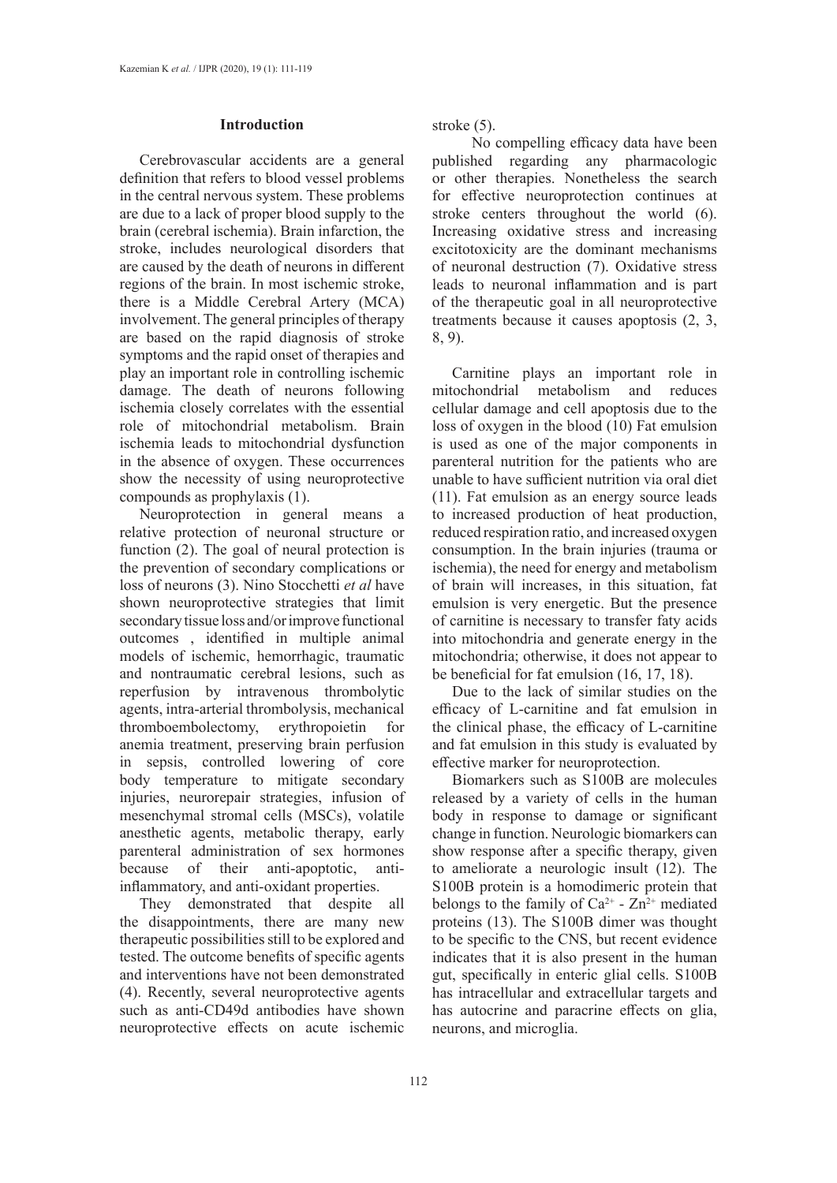## Introduction

Cerebrovascular accidents are a general definition that refers to blood vessel problems in the central nervous system. These problems are due to a lack of proper blood supply to the brain (cerebral ischemia). Brain infarction, the stroke, includes neurological disorders that are caused by the death of neurons in different regions of the brain. In most ischemic stroke, there is a Middle Cerebral Artery (MCA) involvement. The general principles of therapy are based on the rapid diagnosis of stroke symptoms and the rapid onset of therapies and play an important role in controlling ischemic damage. The death of neurons following ischemia closely correlates with the essential role of mitochondrial metabolism. Brain ischemia leads to mitochondrial dysfunction in the absence of oxygen. These occurrences show the necessity of using neuroprotective compounds as prophylaxis (1).

Neuroprotection in general means a relative protection of neuronal structure or function (2). The goal of neural protection is the prevention of secondary complications or loss of neurons (3). Nino Stocchetti *et al* have shown neuroprotective strategies that limit secondary tissue loss and/or improve functional outcomes , identified in multiple animal models of ischemic, hemorrhagic, traumatic and nontraumatic cerebral lesions, such as reperfusion by intravenous thrombolytic agents, intra-arterial thrombolysis, mechanical thromboembolectomy, erythropoietin for anemia treatment, preserving brain perfusion in sepsis, controlled lowering of core body temperature to mitigate secondary injuries, neurorepair strategies, infusion of mesenchymal stromal cells (MSCs), volatile anesthetic agents, metabolic therapy, early parenteral administration of sex hormones because of their anti-apoptotic, anti-inflammatory, and anti-oxidant properties.

They demonstrated that despite all the disappointments, there are many new therapeutic possibilities still to be explored and tested. The outcome benefits of specific agents and interventions have not been demonstrated (4). Recently, several neuroprotective agents such as anti-CD49d antibodies have shown neuroprotective effects on acute ischemic stroke (5).

No compelling efficacy data have been published regarding any pharmacologic or other therapies. Nonetheless the search for effective neuroprotection continues at stroke centers throughout the world (6). Increasing oxidative stress and increasing excitotoxicity are the dominant mechanisms of neuronal destruction (7). Oxidative stress leads to neuronal inflammation and is part of the therapeutic goal in all neuroprotective treatments because it causes apoptosis (2, 3, 8, 9).

Carnitine plays an important role in mitochondrial metabolism and reduces cellular damage and cell apoptosis due to the loss of oxygen in the blood (10) Fat emulsion is used as one of the major components in parenteral nutrition for the patients who are unable to have sufficient nutrition via oral diet (11). Fat emulsion as an energy source leads to increased production of heat production, reduced respiration ratio, and increased oxygen consumption. In the brain injuries (trauma or ischemia), the need for energy and metabolism of brain will increases, in this situation, fat emulsion is very energetic. But the presence of carnitine is necessary to transfer faty acids into mitochondria and generate energy in the mitochondria; otherwise, it does not appear to be beneficial for fat emulsion (16, 17, 18).

Due to the lack of similar studies on the efficacy of L-carnitine and fat emulsion in the clinical phase, the efficacy of L-carnitine and fat emulsion in this study is evaluated by effective marker for neuroprotection.

Biomarkers such as S100B are molecules released by a variety of cells in the human body in response to damage or significant change in function. Neurologic biomarkers can show response after a specific therapy, given to ameliorate a neurologic insult (12). The S100B protein is a homodimeric protein that belongs to the family of $Ca^{2+}$ - $Zn^{2+}$ mediated proteins (13). The S100B dimer was thought to be specific to the CNS, but recent evidence indicates that it is also present in the human gut, specifically in enteric glial cells. S100B has intracellular and extracellular targets and has autocrine and paracrine effects on glia, neurons, and microglia.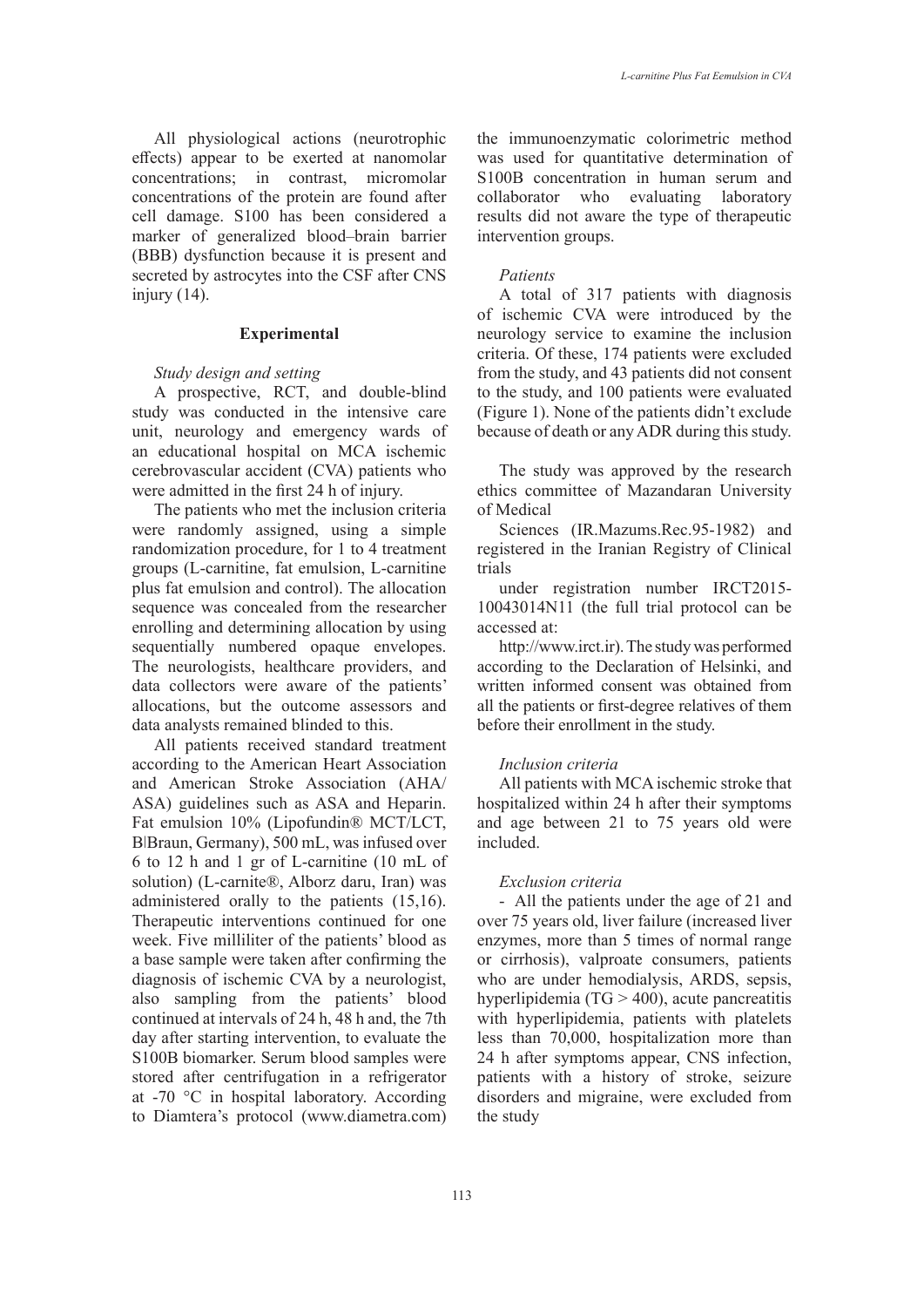All physiological actions (neurotrophic effects) appear to be exerted at nanomolar concentrations; in contrast, micromolar concentrations of the protein are found after cell damage. S100 has been considered a marker of generalized blood–brain barrier (BBB) dysfunction because it is present and secreted by astrocytes into the CSF after CNS injury (14).

## Experimental

*Study design and setting*

A prospective, RCT, and double-blind study was conducted in the intensive care unit, neurology and emergency wards of an educational hospital on MCA ischemic cerebrovascular accident (CVA) patients who were admitted in the first 24 h of injury.

The patients who met the inclusion criteria were randomly assigned, using a simple randomization procedure, for 1 to 4 treatment groups (L-carnitine, fat emulsion, L-carnitine plus fat emulsion and control). The allocation sequence was concealed from the researcher enrolling and determining allocation by using sequentially numbered opaque envelopes. The neurologists, healthcare providers, and data collectors were aware of the patients' allocations, but the outcome assessors and data analysts remained blinded to this.

All patients received standard treatment according to the American Heart Association and American Stroke Association (AHA/ASA) guidelines such as ASA and Heparin. Fat emulsion 10% (Lipofundin® MCT/LCT, B|Braun, Germany), 500 mL, was infused over 6 to 12 h and 1 gr of L-carnitine (10 mL of solution) (L-carnite®, Alborz daru, Iran) was administered orally to the patients (15,16). Therapeutic interventions continued for one week. Five milliliter of the patients' blood as a base sample were taken after confirming the diagnosis of ischemic CVA by a neurologist, also sampling from the patients' blood continued at intervals of 24 h, 48 h and, the 7th day after starting intervention, to evaluate the S100B biomarker. Serum blood samples were stored after centrifugation in a refrigerator at -70 °C in hospital laboratory. According to Diamtera's protocol (www.diametra.com) the immunoenzymatic colorimetric method was used for quantitative determination of S100B concentration in human serum and collaborator who evaluating laboratory results did not aware the type of therapeutic intervention groups.

*Patients*

A total of 317 patients with diagnosis of ischemic CVA were introduced by the neurology service to examine the inclusion criteria. Of these, 174 patients were excluded from the study, and 43 patients did not consent to the study, and 100 patients were evaluated (Figure 1). None of the patients didn't exclude because of death or any ADR during this study.

The study was approved by the research ethics committee of Mazandaran University of Medical

Sciences (IR.Mazums.Rec.95-1982) and registered in the Iranian Registry of Clinical trials

under registration number IRCT2015-10043014N11 (the full trial protocol can be accessed at:

http://www.irct.ir). The study was performed according to the Declaration of Helsinki, and written informed consent was obtained from all the patients or first-degree relatives of them before their enrollment in the study.

*Inclusion criteria*

All patients with MCA ischemic stroke that hospitalized within 24 h after their symptoms and age between 21 to 75 years old were included.

*Exclusion criteria*

- All the patients under the age of 21 and over 75 years old, liver failure (increased liver enzymes, more than 5 times of normal range or cirrhosis), valproate consumers, patients who are under hemodialysis, ARDS, sepsis, hyperlipidemia (TG > 400), acute pancreatitis with hyperlipidemia, patients with platelets less than 70,000, hospitalization more than 24 h after symptoms appear, CNS infection, patients with a history of stroke, seizure disorders and migraine, were excluded from the study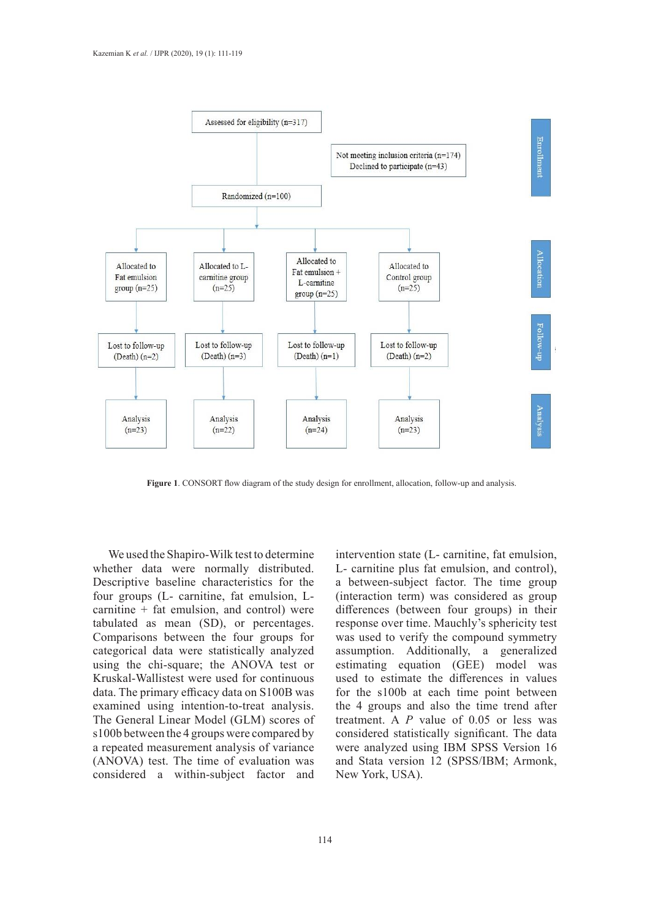Assessed for eligibility (n=317)

Not meeting inclusion criteria (n=174)
Declined to participate (n=43)

Randomized (n=100)

| | | | | |
|---|---|---|---|---|
| Allocation | Allocated to Fat emulsion group (n=25) | Allocated to L-carnitine group (n=25) | Allocated to Fat emulsion + L-carnitine group (n=25) | Allocated to Control group (n=25) |
| Follow-up | Lost to follow-up (Death) (n=2) | Lost to follow-up (Death) (n=3) | Lost to follow-up (Death) (n=1) | Lost to follow-up (Death) (n=2) |
| Analysis | Analysis (n=23) | Analysis (n=22) | Analysis (n=24) | Analysis (n=23) |

**Figure 1**. CONSORT flow diagram of the study design for enrollment, allocation, follow-up and analysis.

We used the Shapiro-Wilk test to determine whether data were normally distributed. Descriptive baseline characteristics for the four groups (L- carnitine, fat emulsion, L-carnitine + fat emulsion, and control) were tabulated as mean (SD), or percentages. Comparisons between the four groups for categorical data were statistically analyzed using the chi-square; the ANOVA test or Kruskal-Wallistest were used for continuous data. The primary efficacy data on S100B was examined using intention-to-treat analysis. The General Linear Model (GLM) scores of s100b between the 4 groups were compared by a repeated measurement analysis of variance (ANOVA) test. The time of evaluation was considered a within-subject factor and intervention state (L- carnitine, fat emulsion, L- carnitine plus fat emulsion, and control), a between-subject factor. The time group (interaction term) was considered as group differences (between four groups) in their response over time. Mauchly's sphericity test was used to verify the compound symmetry assumption. Additionally, a generalized estimating equation (GEE) model was used to estimate the differences in values for the s100b at each time point between the 4 groups and also the time trend after treatment. A *P* value of 0.05 or less was considered statistically significant. The data were analyzed using IBM SPSS Version 16 and Stata version 12 (SPSS/IBM; Armonk, New York, USA).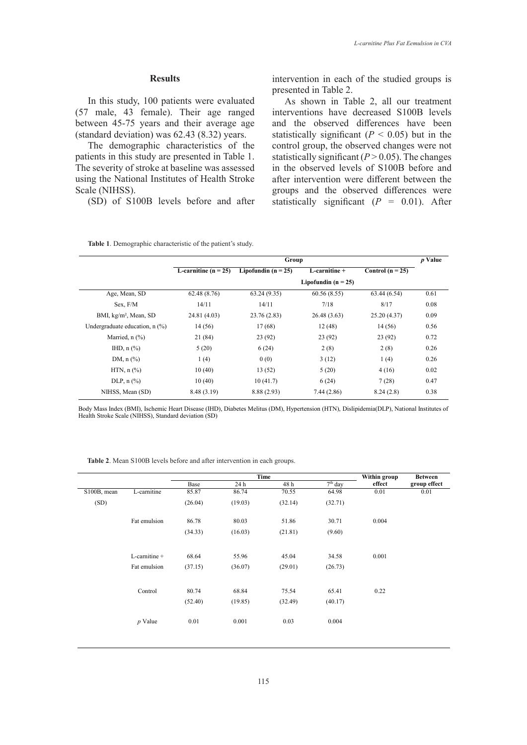## Results

In this study, 100 patients were evaluated (57 male, 43 female). Their age ranged between 45-75 years and their average age (standard deviation) was 62.43 (8.32) years.

The demographic characteristics of the patients in this study are presented in Table 1. The severity of stroke at baseline was assessed using the National Institutes of Health Stroke Scale (NIHSS).

(SD) of S100B levels before and after intervention in each of the studied groups is presented in Table 2.

As shown in Table 2, all our treatment interventions have decreased S100B levels and the observed differences have been statistically significant ($P < 0.05$) but in the control group, the observed changes were not statistically significant ($P > 0.05$). The changes in the observed levels of S100B before and after intervention were different between the groups and the observed differences were statistically significant ($P = 0.01$). After

**Table 1**. Demographic characteristic of the patient's study.

| | Group | | | | *p* Value |
|---|---|---|---|---|---|
| | **L-carnitine (n = 25)** | **Lipofundin (n = 25)** | **L-carnitine + Lipofundin (n = 25)** | **Control (n = 25)** | |
| Age, Mean, SD | 62.48 (8.76) | 63.24 (9.35) | 60.56 (8.55) | 63.44 (6.54) | 0.61 |
| Sex, F/M | 14/11 | 14/11 | 7/18 | 8/17 | 0.08 |
| BMI, kg/m², Mean, SD | 24.81 (4.03) | 23.76 (2.83) | 26.48 (3.63) | 25.20 (4.37) | 0.09 |
| Undergraduate education, n (%) | 14 (56) | 17 (68) | 12 (48) | 14 (56) | 0.56 |
| Married, n (%) | 21 (84) | 23 (92) | 23 (92) | 23 (92) | 0.72 |
| IHD, n (%) | 5 (20) | 6 (24) | 2 (8) | 2 (8) | 0.26 |
| DM, n (%) | 1 (4) | 0 (0) | 3 (12) | 1 (4) | 0.26 |
| HTN, n (%) | 10 (40) | 13 (52) | 5 (20) | 4 (16) | 0.02 |
| DLP, n (%) | 10 (40) | 10 (41.7) | 6 (24) | 7 (28) | 0.47 |
| NIHSS, Mean (SD) | 8.48 (3.19) | 8.88 (2.93) | 7.44 (2.86) | 8.24 (2.8) | 0.38 |

Body Mass Index (BMI), Ischemic Heart Disease (IHD), Diabetes Melitus (DM), Hypertension (HTN), Dislipidemia(DLP), National Institutes of Health Stroke Scale (NIHSS), Standard deviation (SD)

**Table 2**. Mean S100B levels before and after intervention in each groups.

| | | Time | | | | Within group effect | Between group effect |
|---|---|---|---|---|---|---|---|
| | | Base | 24 h | 48 h | 7th day | | |
| S100B, mean (SD) | L-carnitine | 85.87 (26.04) | 86.74 (19.03) | 70.55 (32.14) | 64.98 (32.71) | 0.01 | 0.01 |
| | Fat emulsion | 86.78 (34.33) | 80.03 (16.03) | 51.86 (21.81) | 30.71 (9.60) | 0.004 | |
| | L-carnitine + Fat emulsion | 68.64 (37.15) | 55.96 (36.07) | 45.04 (29.01) | 34.58 (26.73) | 0.001 | |
| | Control | 80.74 (52.40) | 68.84 (19.85) | 75.54 (32.49) | 65.41 (40.17) | 0.22 | |
| | *p* Value | 0.01 | 0.001 | 0.03 | 0.004 | | |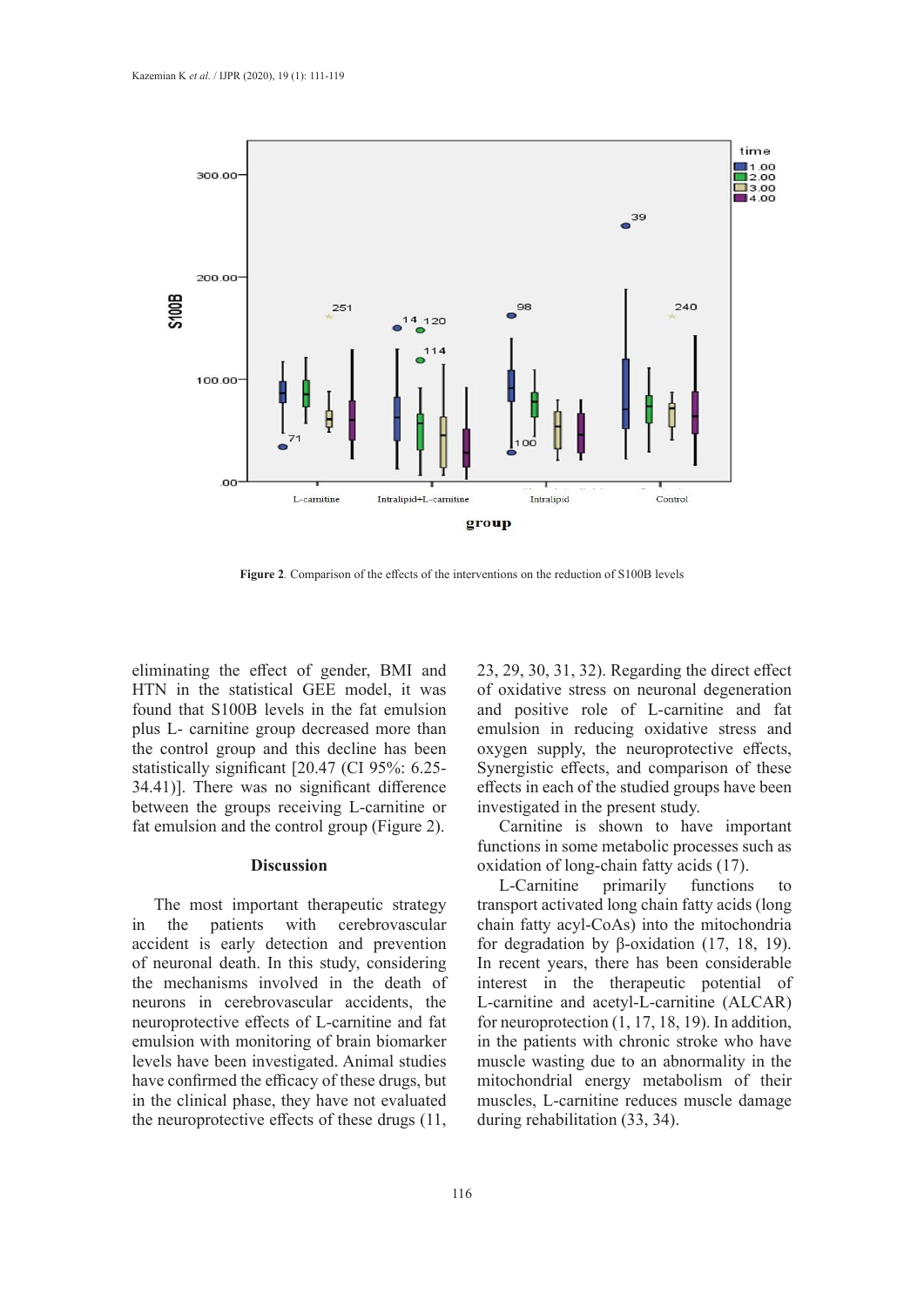**Figure 2**. Comparison of the effects of the interventions on the reduction of S100B levels

eliminating the effect of gender, BMI and HTN in the statistical GEE model, it was found that S100B levels in the fat emulsion plus L- carnitine group decreased more than the control group and this decline has been statistically significant [20.47 (CI 95%: 6.25-34.41)]. There was no significant difference between the groups receiving L-carnitine or fat emulsion and the control group (Figure 2).

## Discussion

The most important therapeutic strategy in the patients with cerebrovascular accident is early detection and prevention of neuronal death. In this study, considering the mechanisms involved in the death of neurons in cerebrovascular accidents, the neuroprotective effects of L-carnitine and fat emulsion with monitoring of brain biomarker levels have been investigated. Animal studies have confirmed the efficacy of these drugs, but in the clinical phase, they have not evaluated the neuroprotective effects of these drugs (11, 23, 29, 30, 31, 32). Regarding the direct effect of oxidative stress on neuronal degeneration and positive role of L-carnitine and fat emulsion in reducing oxidative stress and oxygen supply, the neuroprotective effects, Synergistic effects, and comparison of these effects in each of the studied groups have been investigated in the present study.

Carnitine is shown to have important functions in some metabolic processes such as oxidation of long-chain fatty acids (17).

L-Carnitine primarily functions to transport activated long chain fatty acids (long chain fatty acyl-CoAs) into the mitochondria for degradation by β-oxidation (17, 18, 19). In recent years, there has been considerable interest in the therapeutic potential of L-carnitine and acetyl-L-carnitine (ALCAR) for neuroprotection (1, 17, 18, 19). In addition, in the patients with chronic stroke who have muscle wasting due to an abnormality in the mitochondrial energy metabolism of their muscles, L-carnitine reduces muscle damage during rehabilitation (33, 34).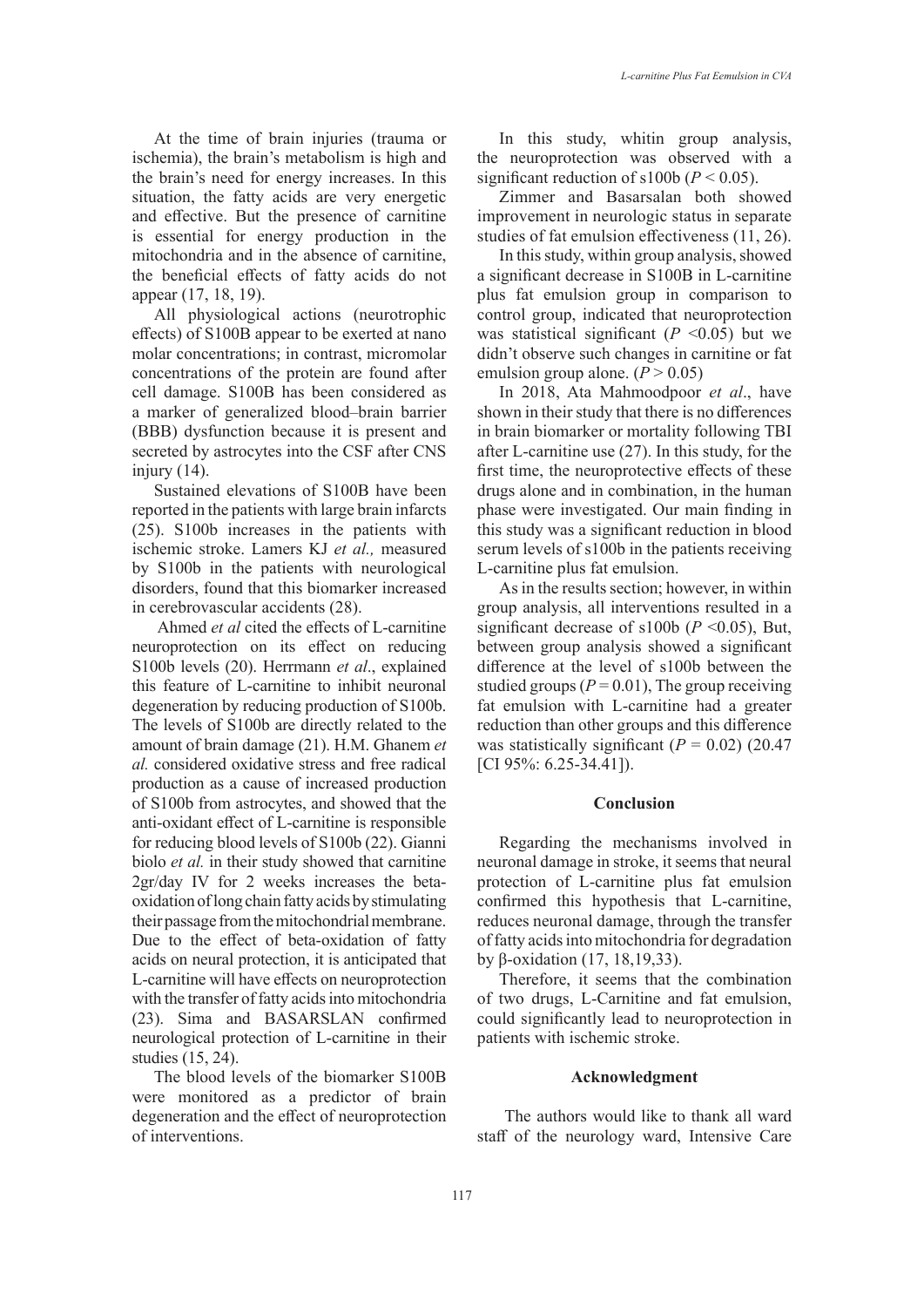At the time of brain injuries (trauma or ischemia), the brain's metabolism is high and the brain's need for energy increases. In this situation, the fatty acids are very energetic and effective. But the presence of carnitine is essential for energy production in the mitochondria and in the absence of carnitine, the beneficial effects of fatty acids do not appear (17, 18, 19).

All physiological actions (neurotrophic effects) of S100B appear to be exerted at nano molar concentrations; in contrast, micromolar concentrations of the protein are found after cell damage. S100B has been considered as a marker of generalized blood–brain barrier (BBB) dysfunction because it is present and secreted by astrocytes into the CSF after CNS injury (14).

Sustained elevations of S100B have been reported in the patients with large brain infarcts (25). S100b increases in the patients with ischemic stroke. Lamers KJ *et al.,* measured by S100b in the patients with neurological disorders, found that this biomarker increased in cerebrovascular accidents (28).

Ahmed *et al* cited the effects of L-carnitine neuroprotection on its effect on reducing S100b levels (20). Herrmann *et al*., explained this feature of L-carnitine to inhibit neuronal degeneration by reducing production of S100b. The levels of S100b are directly related to the amount of brain damage (21). H.M. Ghanem *et al.* considered oxidative stress and free radical production as a cause of increased production of S100b from astrocytes, and showed that the anti-oxidant effect of L-carnitine is responsible for reducing blood levels of S100b (22). Gianni biolo *et al.* in their study showed that carnitine 2gr/day IV for 2 weeks increases the beta-oxidation of long chain fatty acids by stimulating their passage from the mitochondrial membrane. Due to the effect of beta-oxidation of fatty acids on neural protection, it is anticipated that L-carnitine will have effects on neuroprotection with the transfer of fatty acids into mitochondria (23). Sima and BASARSLAN confirmed neurological protection of L-carnitine in their studies (15, 24).

The blood levels of the biomarker S100B were monitored as a predictor of brain degeneration and the effect of neuroprotection of interventions.

In this study, whitin group analysis, the neuroprotection was observed with a significant reduction of s100b ($P < 0.05$).

Zimmer and Basarsalan both showed improvement in neurologic status in separate studies of fat emulsion effectiveness (11, 26).

In this study, within group analysis, showed a significant decrease in S100B in L-carnitine plus fat emulsion group in comparison to control group, indicated that neuroprotection was statistical significant ($P < 0.05$) but we didn't observe such changes in carnitine or fat emulsion group alone. ($P > 0.05$)

In 2018, Ata Mahmoodpoor *et al*., have shown in their study that there is no differences in brain biomarker or mortality following TBI after L-carnitine use (27). In this study, for the first time, the neuroprotective effects of these drugs alone and in combination, in the human phase were investigated. Our main finding in this study was a significant reduction in blood serum levels of s100b in the patients receiving L-carnitine plus fat emulsion.

As in the results section; however, in within group analysis, all interventions resulted in a significant decrease of s100b ($P < 0.05$), But, between group analysis showed a significant difference at the level of s100b between the studied groups ($P = 0.01$), The group receiving fat emulsion with L-carnitine had a greater reduction than other groups and this difference was statistically significant ($P = 0.02$) (20.47 [CI 95%: 6.25-34.41]).

## Conclusion

Regarding the mechanisms involved in neuronal damage in stroke, it seems that neural protection of L-carnitine plus fat emulsion confirmed this hypothesis that L-carnitine, reduces neuronal damage, through the transfer of fatty acids into mitochondria for degradation by β-oxidation (17, 18,19,33).

Therefore, it seems that the combination of two drugs, L-Carnitine and fat emulsion, could significantly lead to neuroprotection in patients with ischemic stroke.

## Acknowledgment

The authors would like to thank all ward staff of the neurology ward, Intensive Care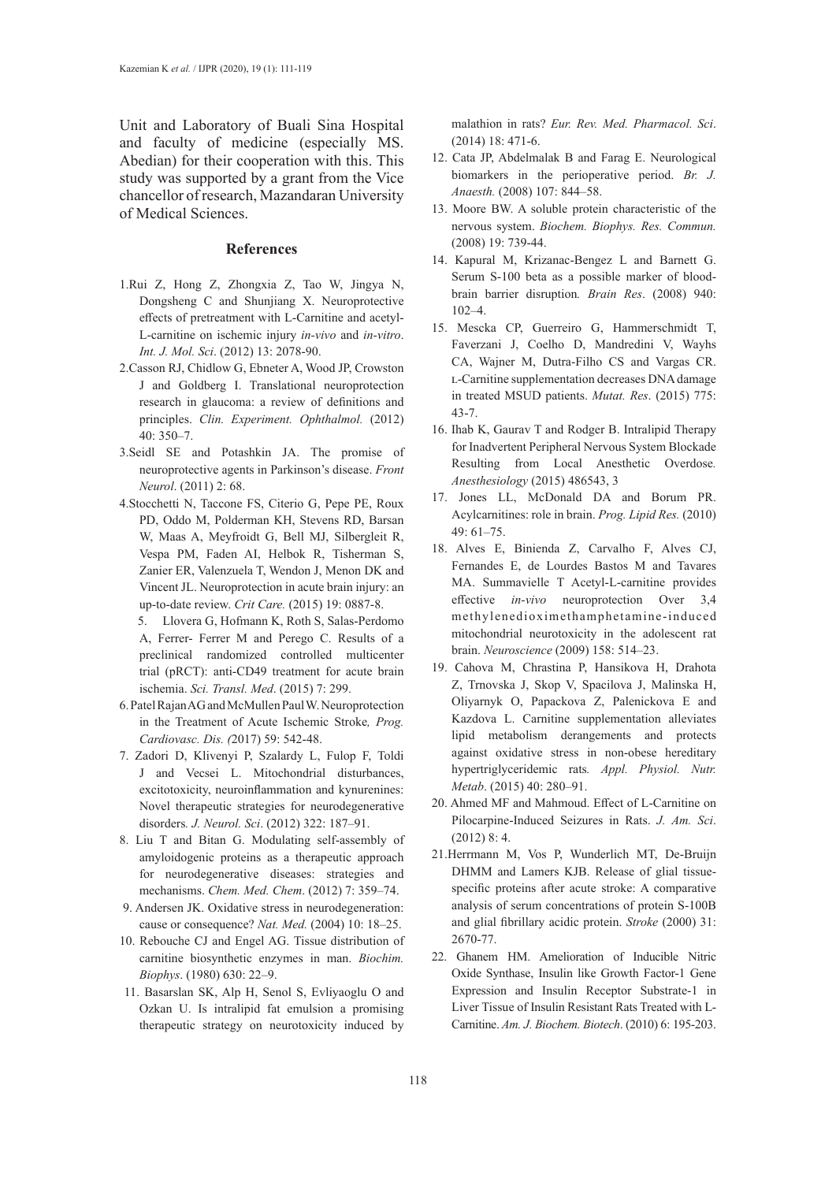Unit and Laboratory of Buali Sina Hospital and faculty of medicine (especially MS. Abedian) for their cooperation with this. This study was supported by a grant from the Vice chancellor of research, Mazandaran University of Medical Sciences.

## References

1. Rui Z, Hong Z, Zhongxia Z, Tao W, Jingya N, Dongsheng C and Shunjiang X. Neuroprotective effects of pretreatment with L-Carnitine and acetyl-L-carnitine on ischemic injury *in-vivo* and *in-vitro*. *Int. J. Mol. Sci*. (2012) 13: 2078-90.
2. Casson RJ, Chidlow G, Ebneter A, Wood JP, Crowston J and Goldberg I. Translational neuroprotection research in glaucoma: a review of definitions and principles. *Clin. Experiment. Ophthalmol.* (2012) 40: 350–7.
3. Seidl SE and Potashkin JA. The promise of neuroprotective agents in Parkinson's disease. *Front Neurol*. (2011) 2: 68.
4. Stocchetti N, Taccone FS, Citerio G, Pepe PE, Roux PD, Oddo M, Polderman KH, Stevens RD, Barsan W, Maas A, Meyfroidt G, Bell MJ, Silbergleit R, Vespa PM, Faden AI, Helbok R, Tisherman S, Zanier ER, Valenzuela T, Wendon J, Menon DK and Vincent JL. Neuroprotection in acute brain injury: an up-to-date review. *Crit Care.* (2015) 19: 0887-8.
5. Llovera G, Hofmann K, Roth S, Salas-Perdomo A, Ferrer- Ferrer M and Perego C. Results of a preclinical randomized controlled multicenter trial (pRCT): anti-CD49 treatment for acute brain ischemia. *Sci. Transl. Med*. (2015) 7: 299.
6. Patel Rajan AG and McMullen Paul W. Neuroprotection in the Treatment of Acute Ischemic Stroke*, Prog. Cardiovasc. Dis. (*2017) 59: 542-48.
7. Zadori D, Klivenyi P, Szalardy L, Fulop F, Toldi J and Vecsei L. Mitochondrial disturbances, excitotoxicity, neuroinflammation and kynurenines: Novel therapeutic strategies for neurodegenerative disorders*. J. Neurol. Sci*. (2012) 322: 187–91.
8. Liu T and Bitan G. Modulating self-assembly of amyloidogenic proteins as a therapeutic approach for neurodegenerative diseases: strategies and mechanisms. *Chem. Med. Chem*. (2012) 7: 359–74.
9. Andersen JK. Oxidative stress in neurodegeneration: cause or consequence? *Nat. Med.* (2004) 10: 18–25.
10. Rebouche CJ and Engel AG. Tissue distribution of carnitine biosynthetic enzymes in man. *Biochim. Biophys*. (1980) 630: 22–9.
11. Basarslan SK, Alp H, Senol S, Evliyaoglu O and Ozkan U. Is intralipid fat emulsion a promising therapeutic strategy on neurotoxicity induced by malathion in rats? *Eur. Rev. Med. Pharmacol. Sci*. (2014) 18: 471-6.
12. Cata JP, Abdelmalak B and Farag E. Neurological biomarkers in the perioperative period. *Br. J. Anaesth.* (2008) 107: 844–58.
13. Moore BW. A soluble protein characteristic of the nervous system. *Biochem. Biophys. Res. Commun.* (2008) 19: 739-44.
14. Kapural M, Krizanac-Bengez L and Barnett G. Serum S-100 beta as a possible marker of blood-brain barrier disruption*. Brain Res*. (2008) 940: 102–4.
15. Mescka CP, Guerreiro G, Hammerschmidt T, Faverzani J, Coelho D, Mandredini V, Wayhs CA, Wajner M, Dutra-Filho CS and Vargas CR. L-Carnitine supplementation decreases DNA damage in treated MSUD patients. *Mutat. Res*. (2015) 775: 43-7.
16. Ihab K, Gaurav T and Rodger B. Intralipid Therapy for Inadvertent Peripheral Nervous System Blockade Resulting from Local Anesthetic Overdose*. Anesthesiology* (2015) 486543, 3
17. Jones LL, McDonald DA and Borum PR. Acylcarnitines: role in brain. *Prog. Lipid Res.* (2010) 49: 61–75.
18. Alves E, Binienda Z, Carvalho F, Alves CJ, Fernandes E, de Lourdes Bastos M and Tavares MA. Summavielle T Acetyl-L-carnitine provides effective *in-vivo* neuroprotection Over 3,4 methylenedioximethamphetamine-induced mitochondrial neurotoxicity in the adolescent rat brain. *Neuroscience* (2009) 158: 514–23.
19. Cahova M, Chrastina P, Hansikova H, Drahota Z, Trnovska J, Skop V, Spacilova J, Malinska H, Oliyarnyk O, Papackova Z, Palenickova E and Kazdova L. Carnitine supplementation alleviates lipid metabolism derangements and protects against oxidative stress in non-obese hereditary hypertriglyceridemic rats*. Appl. Physiol. Nutr. Metab*. (2015) 40: 280–91.
20. Ahmed MF and Mahmoud. Effect of L-Carnitine on Pilocarpine-Induced Seizures in Rats. *J. Am. Sci*. (2012) 8: 4.
21. Herrmann M, Vos P, Wunderlich MT, De-Bruijn DHMM and Lamers KJB. Release of glial tissue-specific proteins after acute stroke: A comparative analysis of serum concentrations of protein S-100B and glial fibrillary acidic protein. *Stroke* (2000) 31: 2670-77.
22. Ghanem HM. Amelioration of Inducible Nitric Oxide Synthase, Insulin like Growth Factor-1 Gene Expression and Insulin Receptor Substrate-1 in Liver Tissue of Insulin Resistant Rats Treated with L-Carnitine. *Am. J. Biochem. Biotech*. (2010) 6: 195-203.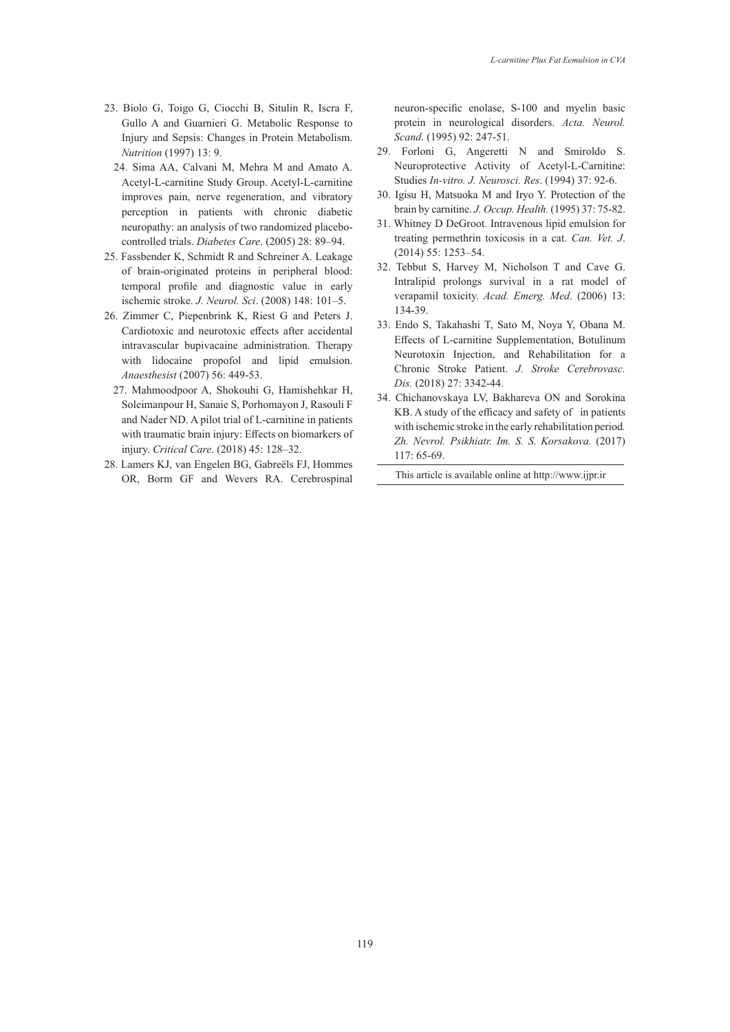23. Biolo G, Toigo G, Ciocchi B, Situlin R, Iscra F, Gullo A and Guarnieri G. Metabolic Response to Injury and Sepsis: Changes in Protein Metabolism. *Nutrition* (1997) 13: 9.
24. Sima AA, Calvani M, Mehra M and Amato A. Acetyl-L-carnitine Study Group. Acetyl-L-carnitine improves pain, nerve regeneration, and vibratory perception in patients with chronic diabetic neuropathy: an analysis of two randomized placebo-controlled trials. *Diabetes Care*. (2005) 28: 89–94.
25. Fassbender K, Schmidt R and Schreiner A. Leakage of brain-originated proteins in peripheral blood: temporal profile and diagnostic value in early ischemic stroke. *J. Neurol. Sci*. (2008) 148: 101–5.
26. Zimmer C, Piepenbrink K, Riest G and Peters J. Cardiotoxic and neurotoxic effects after accidental intravascular bupivacaine administration. Therapy with lidocaine propofol and lipid emulsion. *Anaesthesist* (2007) 56: 449-53.
27. Mahmoodpoor A, Shokouhi G, Hamishehkar H, Soleimanpour H, Sanaie S, Porhomayon J, Rasouli F and Nader ND. A pilot trial of L-carnitine in patients with traumatic brain injury: Effects on biomarkers of injury. *Critical Care*. (2018) 45: 128–32.
28. Lamers KJ, van Engelen BG, Gabreëls FJ, Hommes OR, Borm GF and Wevers RA. Cerebrospinal neuron-specific enolase, S-100 and myelin basic protein in neurological disorders. *Acta. Neurol. Scand*. (1995) 92: 247-51.
29. Forloni G, Angeretti N and Smiroldo S. Neuroprotective Activity of Acetyl-L-Carnitine: Studies *In-vitro. J. Neurosci. Res*. (1994) 37: 92-6.
30. Igisu H, Matsuoka M and Iryo Y. Protection of the brain by carnitine. *J. Occup. Health.* (1995) 37: 75-82.
31. Whitney D DeGroot. Intravenous lipid emulsion for treating permethrin toxicosis in a cat. *Can. Vet. J*. (2014) 55: 1253–54.
32. Tebbut S, Harvey M, Nicholson T and Cave G. Intralipid prolongs survival in a rat model of verapamil toxicity. *Acad. Emerg. Med*. (2006) 13: 134-39.
33. Endo S, Takahashi T, Sato M, Noya Y, Obana M. Effects of L-carnitine Supplementation, Botulinum Neurotoxin Injection, and Rehabilitation for a Chronic Stroke Patient. *J. Stroke Cerebrovasc. Dis.* (2018) 27: 3342-44.
34. Chichanovskaya LV, Bakhareva ON and Sorokina KB. A study of the efficacy and safety of in patients with ischemic stroke in the early rehabilitation period*. Zh. Nevrol. Psikhiatr. Im. S. S. Korsakova.* (2017) 117: 65-69.

This article is available online at http://www.ijpr.ir